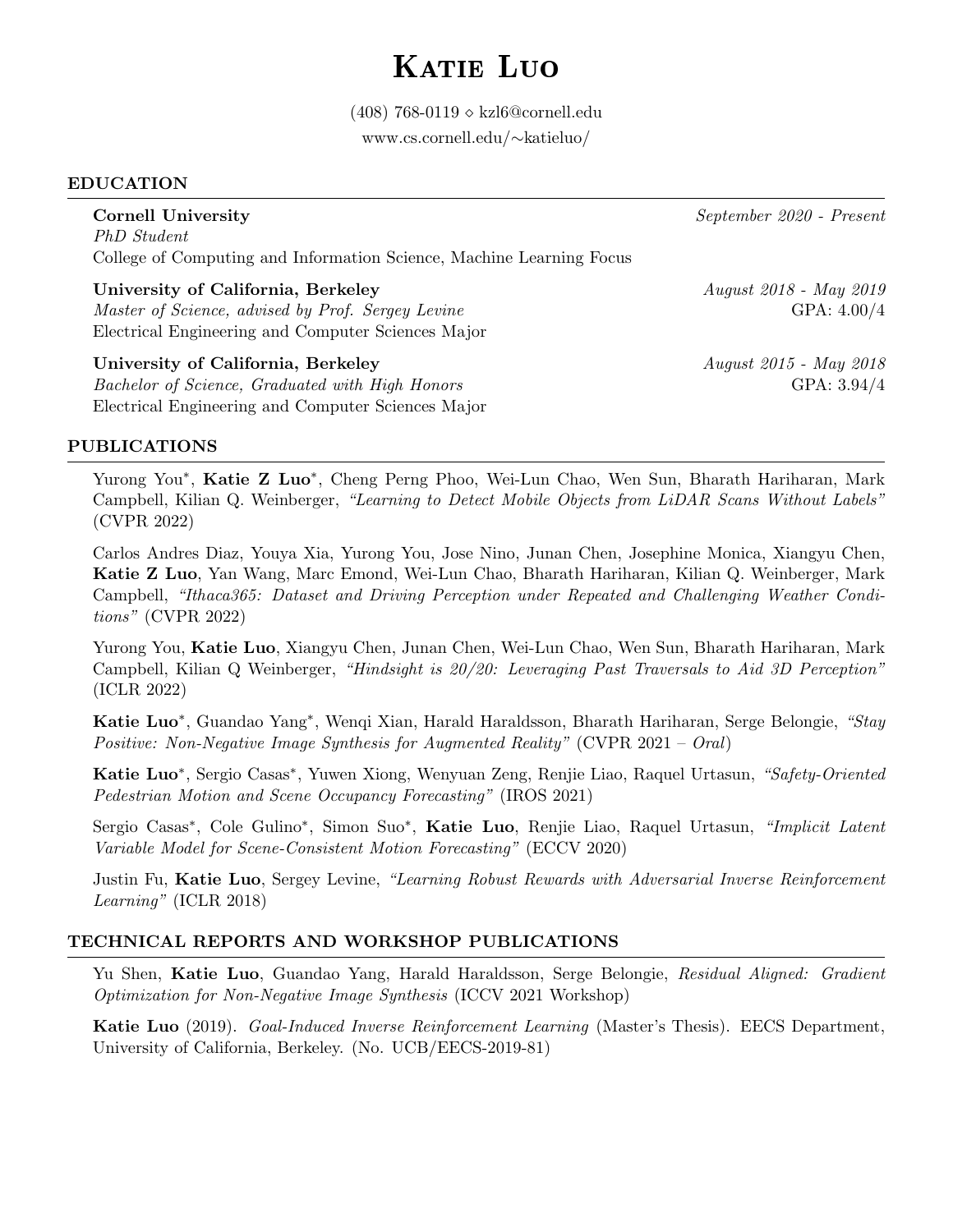# Katie Luo

(408) 768-0119 ⋄ kzl6@cornell.edu
www.cs.cornell.edu/∼katieluo/

## EDUCATION

**Cornell University** — *September 2020 - Present*
*PhD Student*
College of Computing and Information Science, Machine Learning Focus

**University of California, Berkeley** — *August 2018 - May 2019*
*Master of Science, advised by Prof. Sergey Levine* — GPA: 4.00/4
Electrical Engineering and Computer Sciences Major

**University of California, Berkeley** — *August 2015 - May 2018*
*Bachelor of Science, Graduated with High Honors* — GPA: 3.94/4
Electrical Engineering and Computer Sciences Major

## PUBLICATIONS

Yurong You*, **Katie Z Luo***, Cheng Perng Phoo, Wei-Lun Chao, Wen Sun, Bharath Hariharan, Mark Campbell, Kilian Q. Weinberger, *"Learning to Detect Mobile Objects from LiDAR Scans Without Labels"* (CVPR 2022)

Carlos Andres Diaz, Youya Xia, Yurong You, Jose Nino, Junan Chen, Josephine Monica, Xiangyu Chen, **Katie Z Luo**, Yan Wang, Marc Emond, Wei-Lun Chao, Bharath Hariharan, Kilian Q. Weinberger, Mark Campbell, *"Ithaca365: Dataset and Driving Perception under Repeated and Challenging Weather Conditions"* (CVPR 2022)

Yurong You, **Katie Luo**, Xiangyu Chen, Junan Chen, Wei-Lun Chao, Wen Sun, Bharath Hariharan, Mark Campbell, Kilian Q Weinberger, *"Hindsight is 20/20: Leveraging Past Traversals to Aid 3D Perception"* (ICLR 2022)

**Katie Luo***, Guandao Yang*, Wenqi Xian, Harald Haraldsson, Bharath Hariharan, Serge Belongie, *"Stay Positive: Non-Negative Image Synthesis for Augmented Reality"* (CVPR 2021 – *Oral*)

**Katie Luo***, Sergio Casas*, Yuwen Xiong, Wenyuan Zeng, Renjie Liao, Raquel Urtasun, *"Safety-Oriented Pedestrian Motion and Scene Occupancy Forecasting"* (IROS 2021)

Sergio Casas*, Cole Gulino*, Simon Suo*, **Katie Luo**, Renjie Liao, Raquel Urtasun, *"Implicit Latent Variable Model for Scene-Consistent Motion Forecasting"* (ECCV 2020)

Justin Fu, **Katie Luo**, Sergey Levine, *"Learning Robust Rewards with Adversarial Inverse Reinforcement Learning"* (ICLR 2018)

## TECHNICAL REPORTS AND WORKSHOP PUBLICATIONS

Yu Shen, **Katie Luo**, Guandao Yang, Harald Haraldsson, Serge Belongie, *Residual Aligned: Gradient Optimization for Non-Negative Image Synthesis* (ICCV 2021 Workshop)

**Katie Luo** (2019). *Goal-Induced Inverse Reinforcement Learning* (Master's Thesis). EECS Department, University of California, Berkeley. (No. UCB/EECS-2019-81)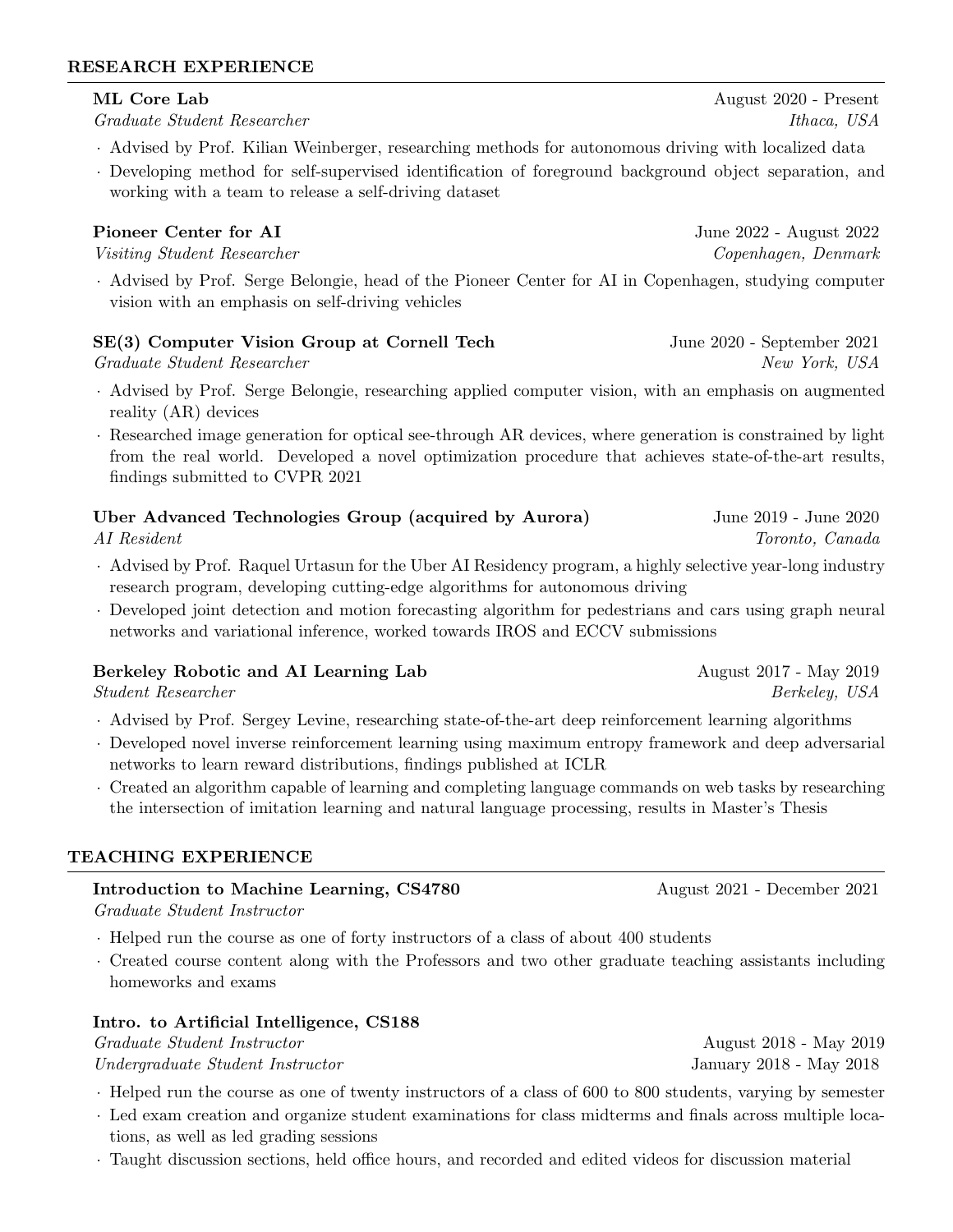## RESEARCH EXPERIENCE

**ML Core Lab** — August 2020 - Present
*Graduate Student Researcher* — *Ithaca, USA*

- Advised by Prof. Kilian Weinberger, researching methods for autonomous driving with localized data
- Developing method for self-supervised identification of foreground background object separation, and working with a team to release a self-driving dataset

**Pioneer Center for AI** — June 2022 - August 2022
*Visiting Student Researcher* — *Copenhagen, Denmark*

- Advised by Prof. Serge Belongie, head of the Pioneer Center for AI in Copenhagen, studying computer vision with an emphasis on self-driving vehicles

**SE(3) Computer Vision Group at Cornell Tech** — June 2020 - September 2021
*Graduate Student Researcher* — *New York, USA*

- Advised by Prof. Serge Belongie, researching applied computer vision, with an emphasis on augmented reality (AR) devices
- Researched image generation for optical see-through AR devices, where generation is constrained by light from the real world. Developed a novel optimization procedure that achieves state-of-the-art results, findings submitted to CVPR 2021

**Uber Advanced Technologies Group (acquired by Aurora)** — June 2019 - June 2020
*AI Resident* — *Toronto, Canada*

- Advised by Prof. Raquel Urtasun for the Uber AI Residency program, a highly selective year-long industry research program, developing cutting-edge algorithms for autonomous driving
- Developed joint detection and motion forecasting algorithm for pedestrians and cars using graph neural networks and variational inference, worked towards IROS and ECCV submissions

**Berkeley Robotic and AI Learning Lab** — August 2017 - May 2019
*Student Researcher* — *Berkeley, USA*

- Advised by Prof. Sergey Levine, researching state-of-the-art deep reinforcement learning algorithms
- Developed novel inverse reinforcement learning using maximum entropy framework and deep adversarial networks to learn reward distributions, findings published at ICLR
- Created an algorithm capable of learning and completing language commands on web tasks by researching the intersection of imitation learning and natural language processing, results in Master's Thesis

## TEACHING EXPERIENCE

**Introduction to Machine Learning, CS4780** — August 2021 - December 2021
*Graduate Student Instructor*

- Helped run the course as one of forty instructors of a class of about 400 students
- Created course content along with the Professors and two other graduate teaching assistants including homeworks and exams

**Intro. to Artificial Intelligence, CS188**
*Graduate Student Instructor* — August 2018 - May 2019
*Undergraduate Student Instructor* — January 2018 - May 2018

- Helped run the course as one of twenty instructors of a class of 600 to 800 students, varying by semester
- Led exam creation and organize student examinations for class midterms and finals across multiple locations, as well as led grading sessions
- Taught discussion sections, held office hours, and recorded and edited videos for discussion material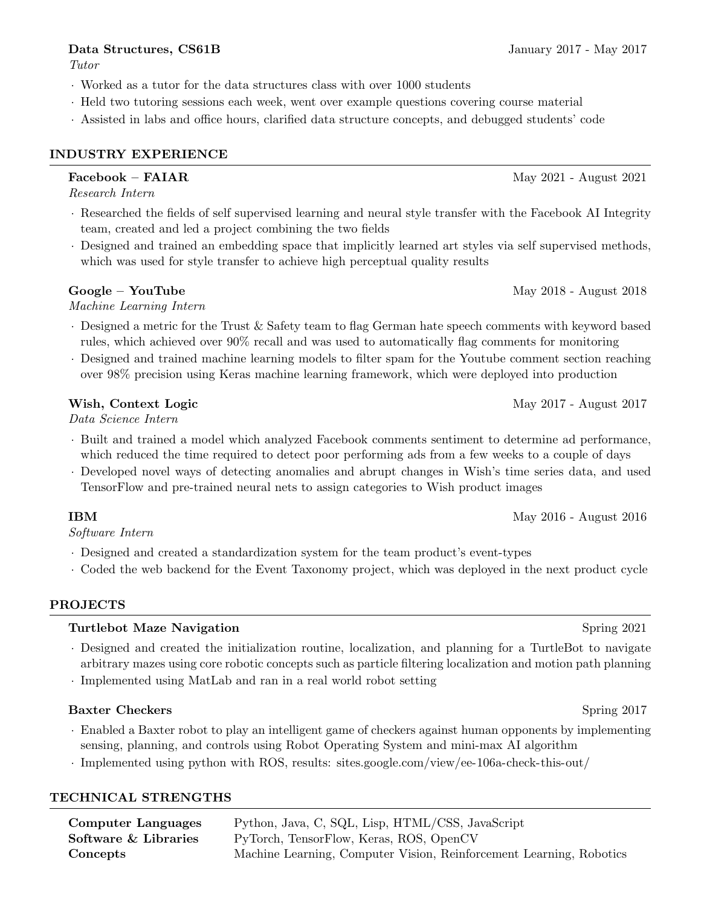**Data Structures, CS61B** — January 2017 - May 2017

*Tutor*

- Worked as a tutor for the data structures class with over 1000 students
- Held two tutoring sessions each week, went over example questions covering course material
- Assisted in labs and office hours, clarified data structure concepts, and debugged students' code

## INDUSTRY EXPERIENCE

**Facebook – FAIAR** — May 2021 - August 2021

*Research Intern*

- Researched the fields of self supervised learning and neural style transfer with the Facebook AI Integrity team, created and led a project combining the two fields
- Designed and trained an embedding space that implicitly learned art styles via self supervised methods, which was used for style transfer to achieve high perceptual quality results

**Google – YouTube** — May 2018 - August 2018

*Machine Learning Intern*

- Designed a metric for the Trust & Safety team to flag German hate speech comments with keyword based rules, which achieved over 90% recall and was used to automatically flag comments for monitoring
- Designed and trained machine learning models to filter spam for the Youtube comment section reaching over 98% precision using Keras machine learning framework, which were deployed into production

**Wish, Context Logic** — May 2017 - August 2017

*Data Science Intern*

- Built and trained a model which analyzed Facebook comments sentiment to determine ad performance, which reduced the time required to detect poor performing ads from a few weeks to a couple of days
- Developed novel ways of detecting anomalies and abrupt changes in Wish's time series data, and used TensorFlow and pre-trained neural nets to assign categories to Wish product images

**IBM** — May 2016 - August 2016

*Software Intern*

- Designed and created a standardization system for the team product's event-types
- Coded the web backend for the Event Taxonomy project, which was deployed in the next product cycle

## PROJECTS

**Turtlebot Maze Navigation** — Spring 2021

- Designed and created the initialization routine, localization, and planning for a TurtleBot to navigate arbitrary mazes using core robotic concepts such as particle filtering localization and motion path planning
- Implemented using MatLab and ran in a real world robot setting

**Baxter Checkers** — Spring 2017

- Enabled a Baxter robot to play an intelligent game of checkers against human opponents by implementing sensing, planning, and controls using Robot Operating System and mini-max AI algorithm
- Implemented using python with ROS, results: sites.google.com/view/ee-106a-check-this-out/

## TECHNICAL STRENGTHS

**Computer Languages**: Python, Java, C, SQL, Lisp, HTML/CSS, JavaScript

**Software & Libraries**: PyTorch, TensorFlow, Keras, ROS, OpenCV

**Concepts**: Machine Learning, Computer Vision, Reinforcement Learning, Robotics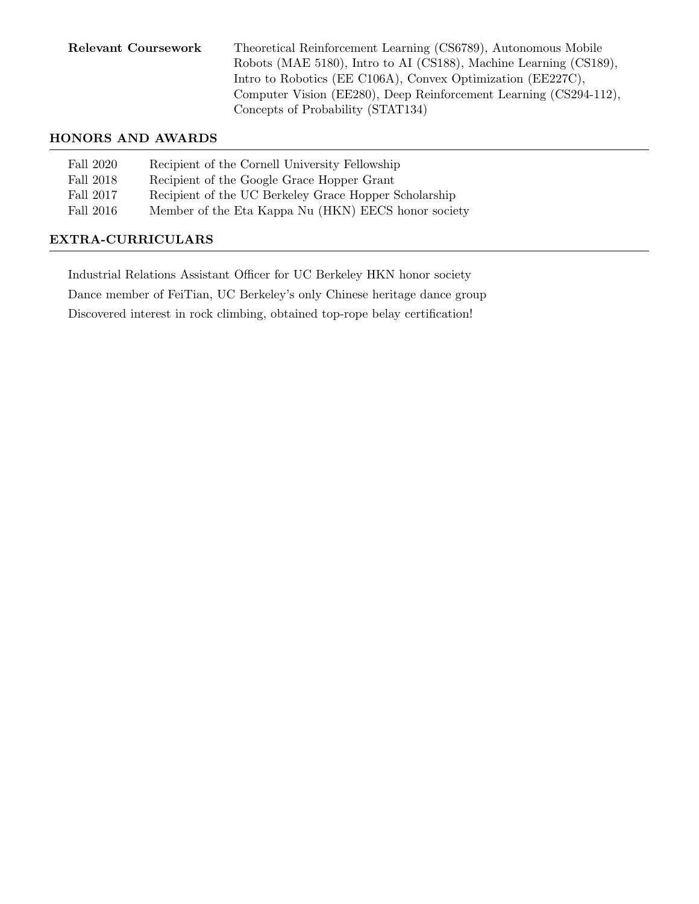**Relevant Coursework** Theoretical Reinforcement Learning (CS6789), Autonomous Mobile Robots (MAE 5180), Intro to AI (CS188), Machine Learning (CS189), Intro to Robotics (EE C106A), Convex Optimization (EE227C), Computer Vision (EE280), Deep Reinforcement Learning (CS294-112), Concepts of Probability (STAT134)

## HONORS AND AWARDS

| | |
|---|---|
| Fall 2020 | Recipient of the Cornell University Fellowship |
| Fall 2018 | Recipient of the Google Grace Hopper Grant |
| Fall 2017 | Recipient of the UC Berkeley Grace Hopper Scholarship |
| Fall 2016 | Member of the Eta Kappa Nu (HKN) EECS honor society |

## EXTRA-CURRICULARS

Industrial Relations Assistant Officer for UC Berkeley HKN honor society

Dance member of FeiTian, UC Berkeley's only Chinese heritage dance group

Discovered interest in rock climbing, obtained top-rope belay certification!